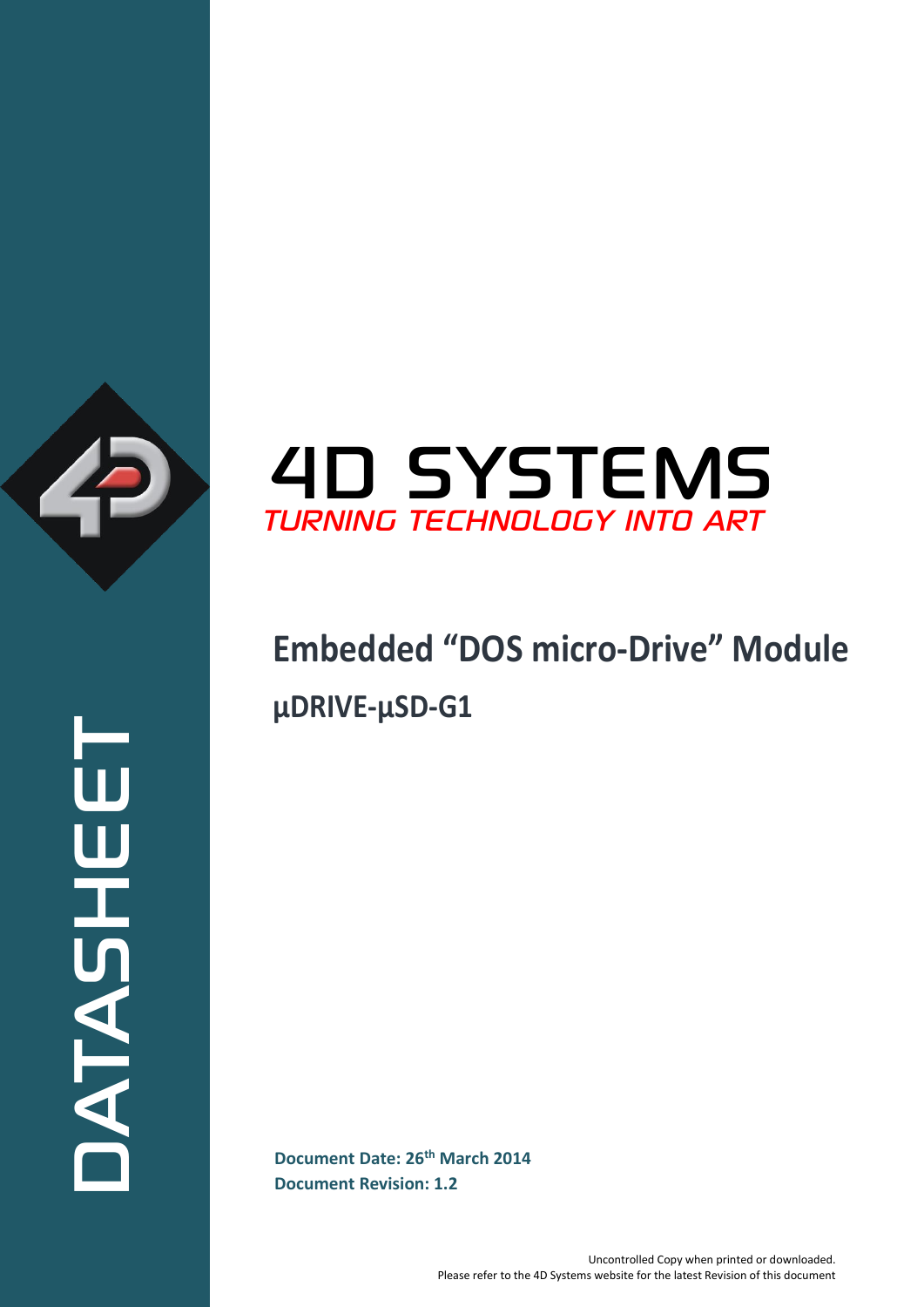DATASHEET

# 4D SYSTEMS

*TURNING TECHNOLOGY INTO ART*

# Embedded "DOS micro-Drive" Module

## µDRIVE-µSD-G1

**Document Date: 26th March 2014**
**Document Revision: 1.2**

Uncontrolled Copy when printed or downloaded.
Please refer to the 4D Systems website for the latest Revision of this document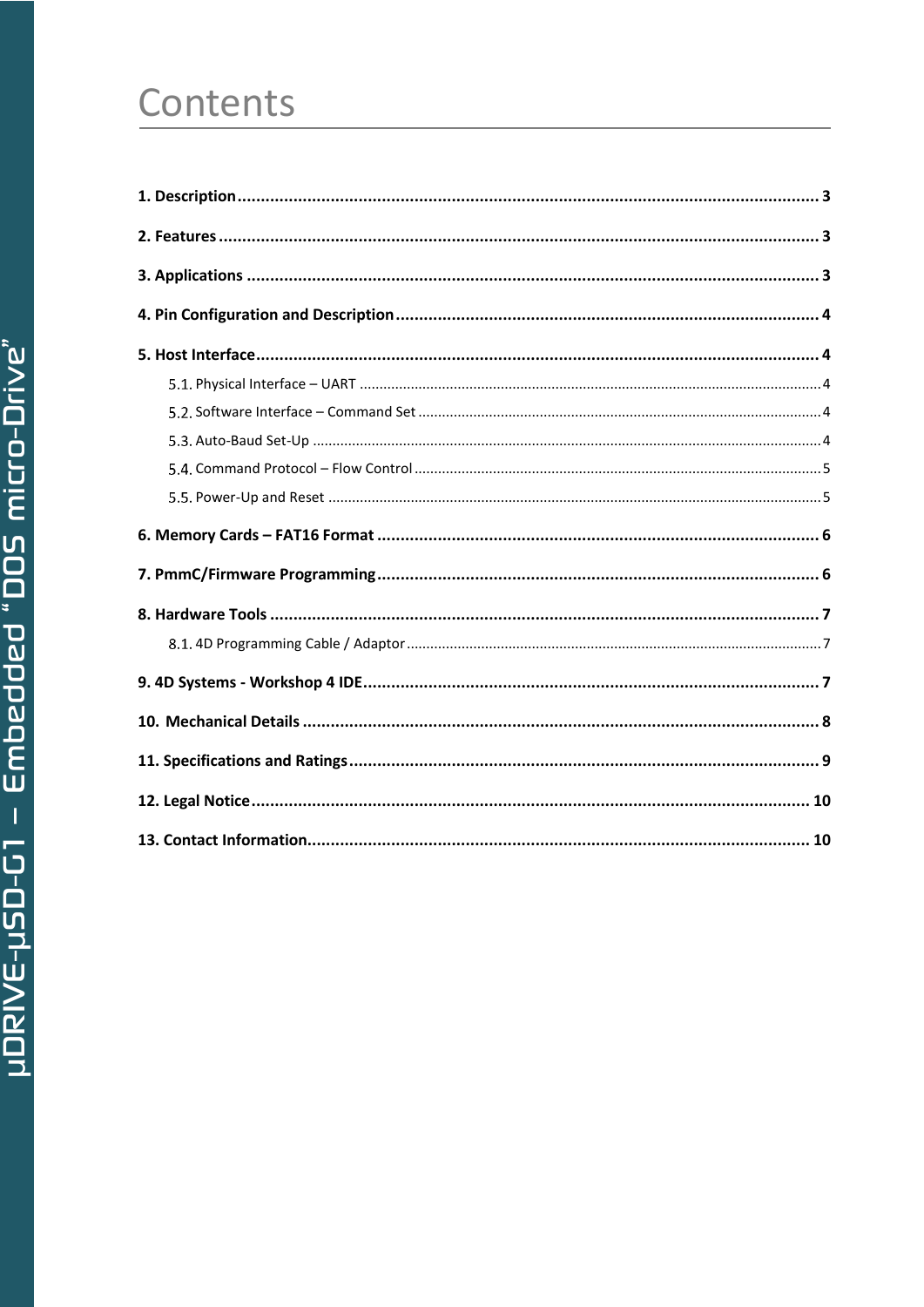# Contents

1. Description ........................................................................................................................ 3
2. Features ............................................................................................................................. 3
3. Applications ....................................................................................................................... 3
4. Pin Configuration and Description ...................................................................................... 4
5. Host Interface .................................................................................................................... 4
    - 5.1. Physical Interface – UART ....................................................................................... 4
    - 5.2. Software Interface – Command Set ......................................................................... 4
    - 5.3. Auto-Baud Set-Up ................................................................................................... 4
    - 5.4. Command Protocol – Flow Control ........................................................................... 5
    - 5.5. Power-Up and Reset ................................................................................................ 5
6. Memory Cards – FAT16 Format .......................................................................................... 6
7. PmmC/Firmware Programming .......................................................................................... 6
8. Hardware Tools .................................................................................................................. 7
    - 8.1. 4D Programming Cable / Adaptor ............................................................................ 7
9. 4D Systems - Workshop 4 IDE ............................................................................................. 7
10. Mechanical Details ........................................................................................................... 8
11. Specifications and Ratings ................................................................................................ 9
12. Legal Notice .................................................................................................................. 10
13. Contact Information ........................................................................................................ 10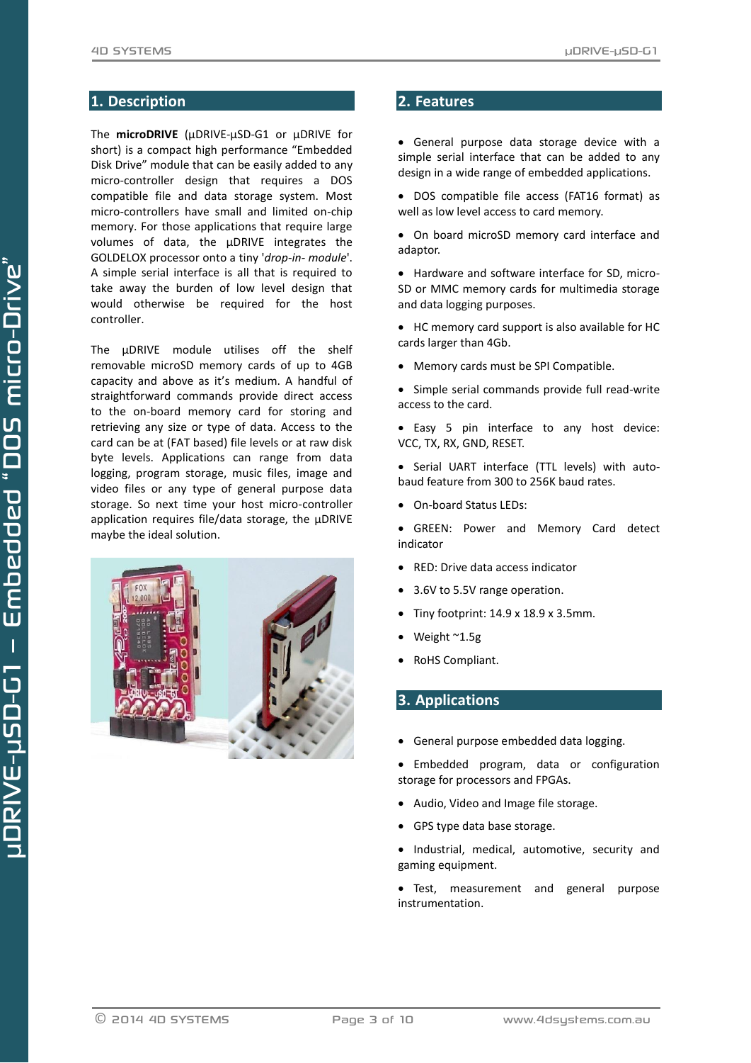## 1. Description

The **microDRIVE** (µDRIVE-µSD-G1 or µDRIVE for short) is a compact high performance "Embedded Disk Drive" module that can be easily added to any micro-controller design that requires a DOS compatible file and data storage system. Most micro-controllers have small and limited on-chip memory. For those applications that require large volumes of data, the µDRIVE integrates the GOLDELOX processor onto a tiny '*drop-in- module*'. A simple serial interface is all that is required to take away the burden of low level design that would otherwise be required for the host controller.

The µDRIVE module utilises off the shelf removable microSD memory cards of up to 4GB capacity and above as it's medium. A handful of straightforward commands provide direct access to the on-board memory card for storing and retrieving any size or type of data. Access to the card can be at (FAT based) file levels or at raw disk byte levels. Applications can range from data logging, program storage, music files, image and video files or any type of general purpose data storage. So next time your host micro-controller application requires file/data storage, the µDRIVE maybe the ideal solution.

## 2. Features

- General purpose data storage device with a simple serial interface that can be added to any design in a wide range of embedded applications.
- DOS compatible file access (FAT16 format) as well as low level access to card memory.
- On board microSD memory card interface and adaptor.
- Hardware and software interface for SD, micro-SD or MMC memory cards for multimedia storage and data logging purposes.
- HC memory card support is also available for HC cards larger than 4Gb.
- Memory cards must be SPI Compatible.
- Simple serial commands provide full read-write access to the card.
- Easy 5 pin interface to any host device: VCC, TX, RX, GND, RESET.
- Serial UART interface (TTL levels) with auto-baud feature from 300 to 256K baud rates.
- On-board Status LEDs:
- GREEN: Power and Memory Card detect indicator
- RED: Drive data access indicator
- 3.6V to 5.5V range operation.
- Tiny footprint: 14.9 x 18.9 x 3.5mm.
- Weight ~1.5g
- RoHS Compliant.

## 3. Applications

- General purpose embedded data logging.
- Embedded program, data or configuration storage for processors and FPGAs.
- Audio, Video and Image file storage.
- GPS type data base storage.
- Industrial, medical, automotive, security and gaming equipment.
- Test, measurement and general purpose instrumentation.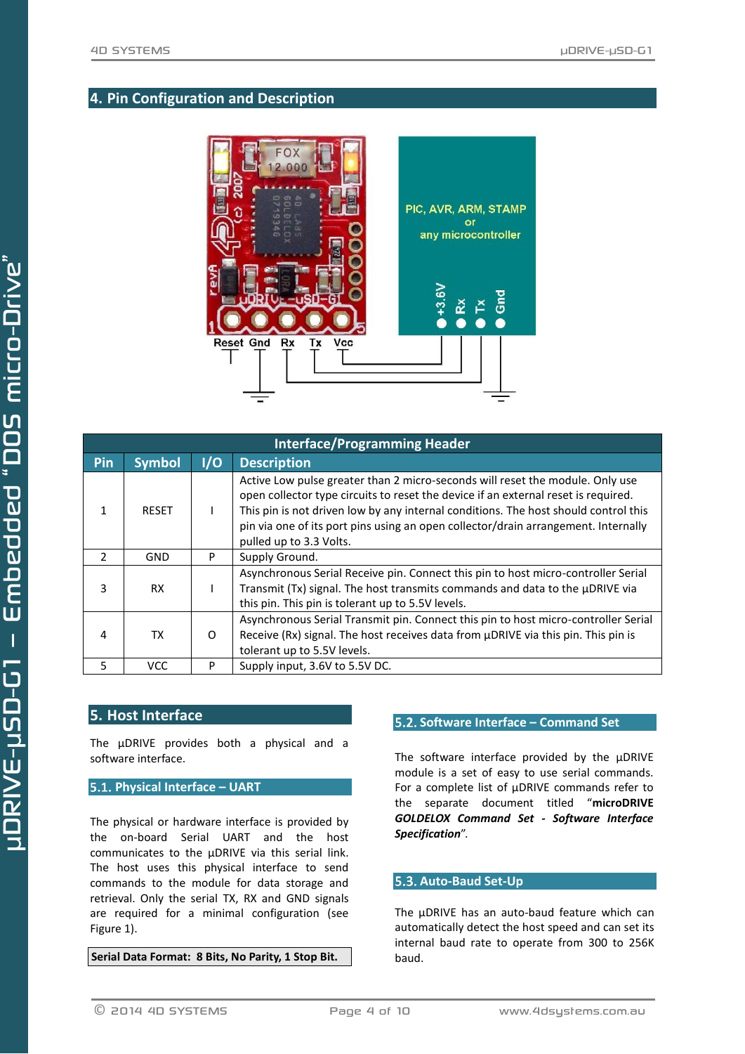## 4. Pin Configuration and Description

| Interface/Programming Header | | | |
|---|---|---|---|
| **Pin** | **Symbol** | **I/O** | **Description** |
| 1 | RESET | I | Active Low pulse greater than 2 micro-seconds will reset the module. Only use open collector type circuits to reset the device if an external reset is required. This pin is not driven low by any internal conditions. The host should control this pin via one of its port pins using an open collector/drain arrangement. Internally pulled up to 3.3 Volts. |
| 2 | GND | P | Supply Ground. |
| 3 | RX | I | Asynchronous Serial Receive pin. Connect this pin to host micro-controller Serial Transmit (Tx) signal. The host transmits commands and data to the µDRIVE via this pin. This pin is tolerant up to 5.5V levels. |
| 4 | TX | O | Asynchronous Serial Transmit pin. Connect this pin to host micro-controller Serial Receive (Rx) signal. The host receives data from µDRIVE via this pin. This pin is tolerant up to 5.5V levels. |
| 5 | VCC | P | Supply input, 3.6V to 5.5V DC. |

## 5. Host Interface

The µDRIVE provides both a physical and a software interface.

### 5.1. Physical Interface – UART

The physical or hardware interface is provided by the on-board Serial UART and the host communicates to the µDRIVE via this serial link. The host uses this physical interface to send commands to the module for data storage and retrieval. Only the serial TX, RX and GND signals are required for a minimal configuration (see Figure 1).

**Serial Data Format: 8 Bits, No Parity, 1 Stop Bit.**

### 5.2. Software Interface – Command Set

The software interface provided by the µDRIVE module is a set of easy to use serial commands. For a complete list of µDRIVE commands refer to the separate document titled "**microDRIVE *GOLDELOX Command Set - Software Interface Specification***".

### 5.3. Auto-Baud Set-Up

The µDRIVE has an auto-baud feature which can automatically detect the host speed and can set its internal baud rate to operate from 300 to 256K baud.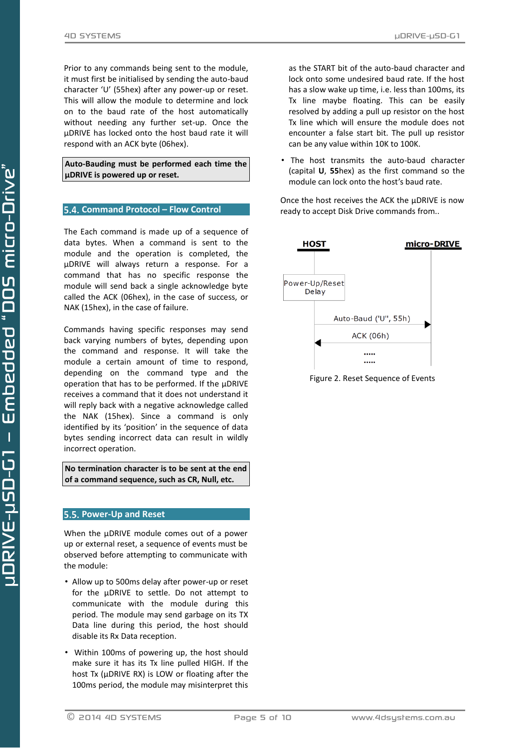Prior to any commands being sent to the module, it must first be initialised by sending the auto-baud character 'U' (55hex) after any power-up or reset. This will allow the module to determine and lock on to the baud rate of the host automatically without needing any further set-up. Once the µDRIVE has locked onto the host baud rate it will respond with an ACK byte (06hex).

**Auto-Bauding must be performed each time the µDRIVE is powered up or reset.**

## 5.4. Command Protocol – Flow Control

The Each command is made up of a sequence of data bytes. When a command is sent to the module and the operation is completed, the µDRIVE will always return a response. For a command that has no specific response the module will send back a single acknowledge byte called the ACK (06hex), in the case of success, or NAK (15hex), in the case of failure.

Commands having specific responses may send back varying numbers of bytes, depending upon the command and response. It will take the module a certain amount of time to respond, depending on the command type and the operation that has to be performed. If the µDRIVE receives a command that it does not understand it will reply back with a negative acknowledge called the NAK (15hex). Since a command is only identified by its 'position' in the sequence of data bytes sending incorrect data can result in wildly incorrect operation.

**No termination character is to be sent at the end of a command sequence, such as CR, Null, etc.**

## 5.5. Power-Up and Reset

When the µDRIVE module comes out of a power up or external reset, a sequence of events must be observed before attempting to communicate with the module:

- Allow up to 500ms delay after power-up or reset for the µDRIVE to settle. Do not attempt to communicate with the module during this period. The module may send garbage on its TX Data line during this period, the host should disable its Rx Data reception.
- Within 100ms of powering up, the host should make sure it has its Tx line pulled HIGH. If the host Tx (µDRIVE RX) is LOW or floating after the 100ms period, the module may misinterpret this as the START bit of the auto-baud character and lock onto some undesired baud rate. If the host has a slow wake up time, i.e. less than 100ms, its Tx line maybe floating. This can be easily resolved by adding a pull up resistor on the host Tx line which will ensure the module does not encounter a false start bit. The pull up resistor can be any value within 10K to 100K.
- The host transmits the auto-baud character (capital **U**, **55**hex) as the first command so the module can lock onto the host's baud rate.

Once the host receives the ACK the µDRIVE is now ready to accept Disk Drive commands from..

HOST | micro-DRIVE

Power-Up/Reset Delay

Auto-Baud ('U", 55h) →

← ACK (06h)

.....
.....

Figure 2. Reset Sequence of Events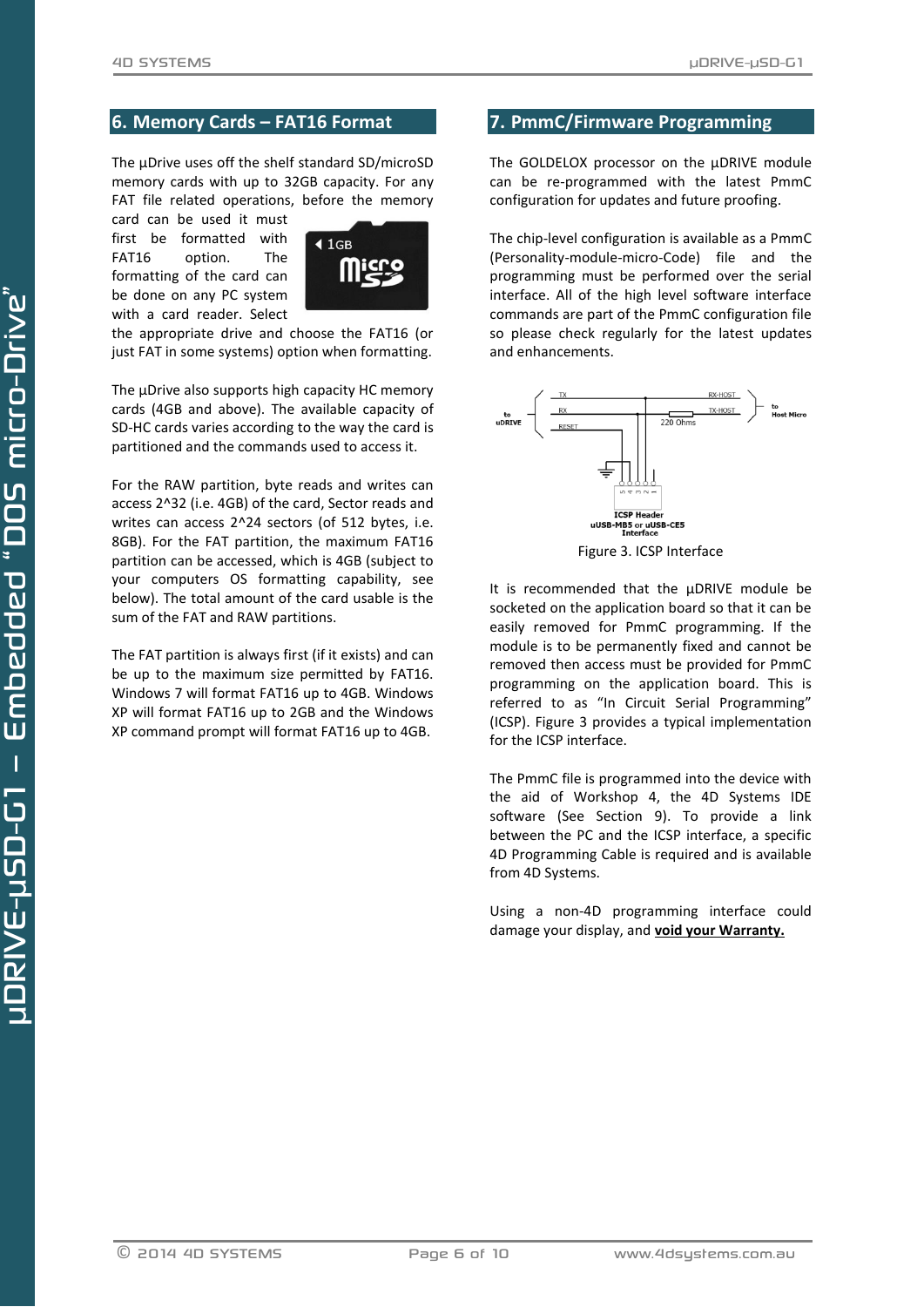## 6. Memory Cards – FAT16 Format

The µDrive uses off the shelf standard SD/microSD memory cards with up to 32GB capacity. For any FAT file related operations, before the memory card can be used it must first be formatted with FAT16 option. The formatting of the card can be done on any PC system with a card reader. Select the appropriate drive and choose the FAT16 (or just FAT in some systems) option when formatting.

The µDrive also supports high capacity HC memory cards (4GB and above). The available capacity of SD-HC cards varies according to the way the card is partitioned and the commands used to access it.

For the RAW partition, byte reads and writes can access 2^32 (i.e. 4GB) of the card, Sector reads and writes can access 2^24 sectors (of 512 bytes, i.e. 8GB). For the FAT partition, the maximum FAT16 partition can be accessed, which is 4GB (subject to your computers OS formatting capability, see below). The total amount of the card usable is the sum of the FAT and RAW partitions.

The FAT partition is always first (if it exists) and can be up to the maximum size permitted by FAT16. Windows 7 will format FAT16 up to 4GB. Windows XP will format FAT16 up to 2GB and the Windows XP command prompt will format FAT16 up to 4GB.

## 7. PmmC/Firmware Programming

The GOLDELOX processor on the µDRIVE module can be re-programmed with the latest PmmC configuration for updates and future proofing.

The chip-level configuration is available as a PmmC (Personality-module-micro-Code) file and the programming must be performed over the serial interface. All of the high level software interface commands are part of the PmmC configuration file so please check regularly for the latest updates and enhancements.

Figure 3. ICSP Interface

It is recommended that the µDRIVE module be socketed on the application board so that it can be easily removed for PmmC programming. If the module is to be permanently fixed and cannot be removed then access must be provided for PmmC programming on the application board. This is referred to as "In Circuit Serial Programming" (ICSP). Figure 3 provides a typical implementation for the ICSP interface.

The PmmC file is programmed into the device with the aid of Workshop 4, the 4D Systems IDE software (See Section 9). To provide a link between the PC and the ICSP interface, a specific 4D Programming Cable is required and is available from 4D Systems.

Using a non-4D programming interface could damage your display, and **void your Warranty.**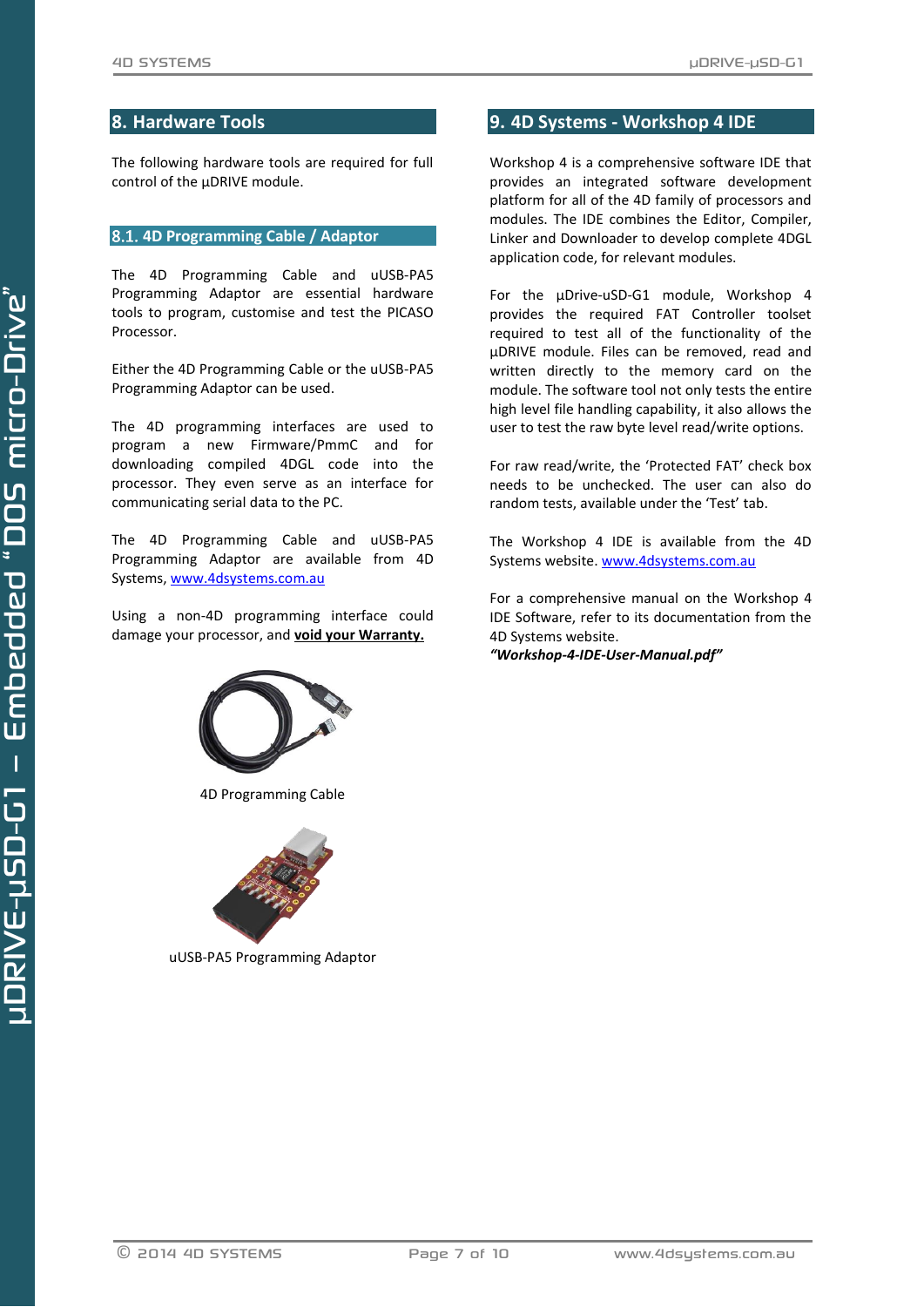## 8. Hardware Tools

The following hardware tools are required for full control of the µDRIVE module.

### 8.1. 4D Programming Cable / Adaptor

The 4D Programming Cable and uUSB-PA5 Programming Adaptor are essential hardware tools to program, customise and test the PICASO Processor.

Either the 4D Programming Cable or the uUSB-PA5 Programming Adaptor can be used.

The 4D programming interfaces are used to program a new Firmware/PmmC and for downloading compiled 4DGL code into the processor. They even serve as an interface for communicating serial data to the PC.

The 4D Programming Cable and uUSB-PA5 Programming Adaptor are available from 4D Systems, www.4dsystems.com.au

Using a non-4D programming interface could damage your processor, and **void your Warranty.**

4D Programming Cable

uUSB-PA5 Programming Adaptor

## 9. 4D Systems - Workshop 4 IDE

Workshop 4 is a comprehensive software IDE that provides an integrated software development platform for all of the 4D family of processors and modules. The IDE combines the Editor, Compiler, Linker and Downloader to develop complete 4DGL application code, for relevant modules.

For the µDrive-uSD-G1 module, Workshop 4 provides the required FAT Controller toolset required to test all of the functionality of the µDRIVE module. Files can be removed, read and written directly to the memory card on the module. The software tool not only tests the entire high level file handling capability, it also allows the user to test the raw byte level read/write options.

For raw read/write, the 'Protected FAT' check box needs to be unchecked. The user can also do random tests, available under the 'Test' tab.

The Workshop 4 IDE is available from the 4D Systems website. www.4dsystems.com.au

For a comprehensive manual on the Workshop 4 IDE Software, refer to its documentation from the 4D Systems website.
***"Workshop-4-IDE-User-Manual.pdf"***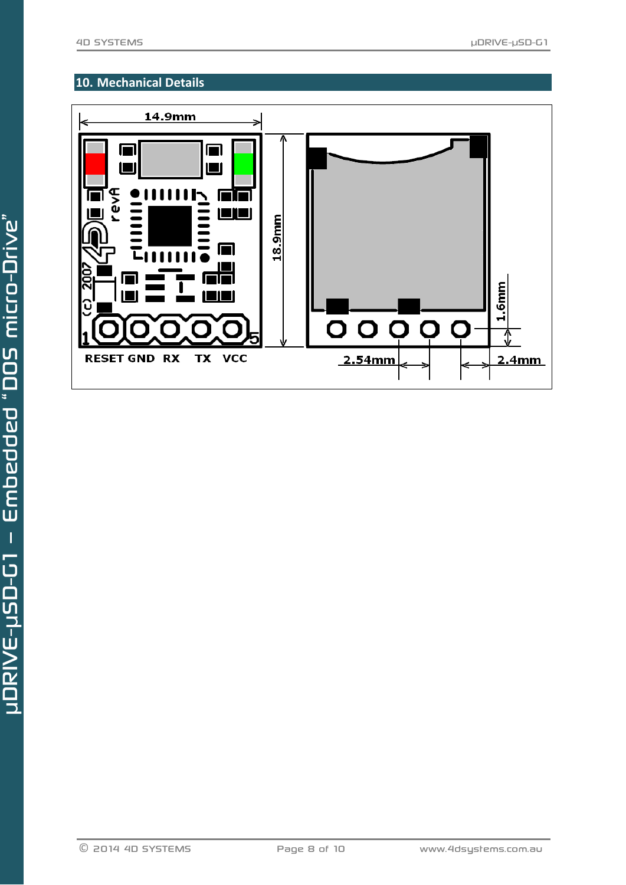## 10. Mechanical Details

14.9mm

18.9mm

1.6mm

RESET GND RX TX VCC

2.54mm

2.4mm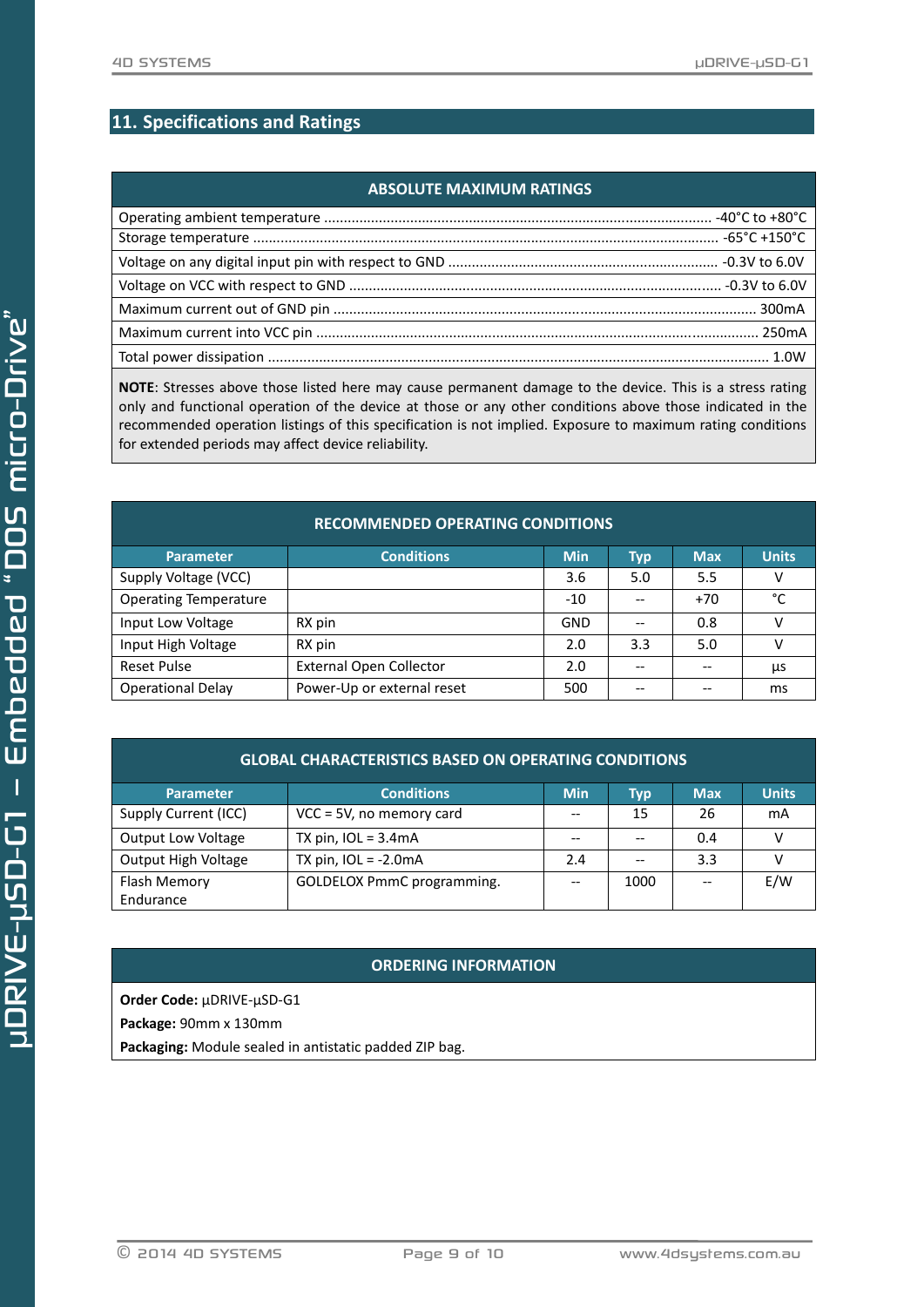## 11. Specifications and Ratings

| ABSOLUTE MAXIMUM RATINGS | |
|---|---|
| Operating ambient temperature | -40°C to +80°C |
| Storage temperature | -65°C +150°C |
| Voltage on any digital input pin with respect to GND | -0.3V to 6.0V |
| Voltage on VCC with respect to GND | -0.3V to 6.0V |
| Maximum current out of GND pin | 300mA |
| Maximum current into VCC pin | 250mA |
| Total power dissipation | 1.0W |

**NOTE**: Stresses above those listed here may cause permanent damage to the device. This is a stress rating only and functional operation of the device at those or any other conditions above those indicated in the recommended operation listings of this specification is not implied. Exposure to maximum rating conditions for extended periods may affect device reliability.

**RECOMMENDED OPERATING CONDITIONS**

| Parameter | Conditions | Min | Typ | Max | Units |
|---|---|---|---|---|---|
| Supply Voltage (VCC) | | 3.6 | 5.0 | 5.5 | V |
| Operating Temperature | | -10 | -- | +70 | °C |
| Input Low Voltage | RX pin | GND | -- | 0.8 | V |
| Input High Voltage | RX pin | 2.0 | 3.3 | 5.0 | V |
| Reset Pulse | External Open Collector | 2.0 | -- | -- | µs |
| Operational Delay | Power-Up or external reset | 500 | -- | -- | ms |

**GLOBAL CHARACTERISTICS BASED ON OPERATING CONDITIONS**

| Parameter | Conditions | Min | Typ | Max | Units |
|---|---|---|---|---|---|
| Supply Current (ICC) | VCC = 5V, no memory card | -- | 15 | 26 | mA |
| Output Low Voltage | TX pin, IOL = 3.4mA | -- | -- | 0.4 | V |
| Output High Voltage | TX pin, IOL = -2.0mA | 2.4 | -- | 3.3 | V |
| Flash Memory Endurance | GOLDELOX PmmC programming. | -- | 1000 | -- | E/W |

**ORDERING INFORMATION**

**Order Code:** µDRIVE-µSD-G1

**Package:** 90mm x 130mm

**Packaging:** Module sealed in antistatic padded ZIP bag.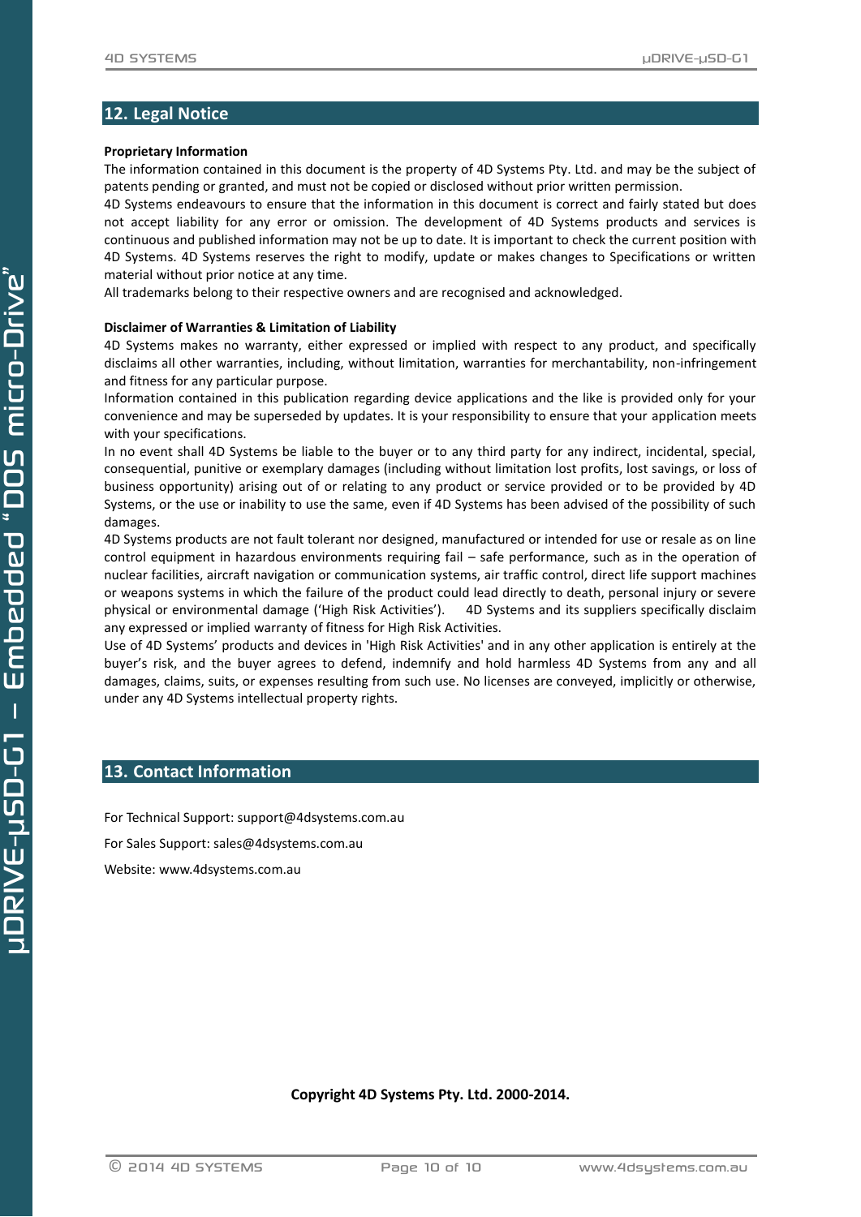## 12. Legal Notice

**Proprietary Information**

The information contained in this document is the property of 4D Systems Pty. Ltd. and may be the subject of patents pending or granted, and must not be copied or disclosed without prior written permission.

4D Systems endeavours to ensure that the information in this document is correct and fairly stated but does not accept liability for any error or omission. The development of 4D Systems products and services is continuous and published information may not be up to date. It is important to check the current position with 4D Systems. 4D Systems reserves the right to modify, update or makes changes to Specifications or written material without prior notice at any time.

All trademarks belong to their respective owners and are recognised and acknowledged.

**Disclaimer of Warranties & Limitation of Liability**

4D Systems makes no warranty, either expressed or implied with respect to any product, and specifically disclaims all other warranties, including, without limitation, warranties for merchantability, non-infringement and fitness for any particular purpose.

Information contained in this publication regarding device applications and the like is provided only for your convenience and may be superseded by updates. It is your responsibility to ensure that your application meets with your specifications.

In no event shall 4D Systems be liable to the buyer or to any third party for any indirect, incidental, special, consequential, punitive or exemplary damages (including without limitation lost profits, lost savings, or loss of business opportunity) arising out of or relating to any product or service provided or to be provided by 4D Systems, or the use or inability to use the same, even if 4D Systems has been advised of the possibility of such damages.

4D Systems products are not fault tolerant nor designed, manufactured or intended for use or resale as on line control equipment in hazardous environments requiring fail – safe performance, such as in the operation of nuclear facilities, aircraft navigation or communication systems, air traffic control, direct life support machines or weapons systems in which the failure of the product could lead directly to death, personal injury or severe physical or environmental damage ('High Risk Activities'). 4D Systems and its suppliers specifically disclaim any expressed or implied warranty of fitness for High Risk Activities.

Use of 4D Systems' products and devices in 'High Risk Activities' and in any other application is entirely at the buyer's risk, and the buyer agrees to defend, indemnify and hold harmless 4D Systems from any and all damages, claims, suits, or expenses resulting from such use. No licenses are conveyed, implicitly or otherwise, under any 4D Systems intellectual property rights.

## 13. Contact Information

For Technical Support: support@4dsystems.com.au

For Sales Support: sales@4dsystems.com.au

Website: www.4dsystems.com.au

**Copyright 4D Systems Pty. Ltd. 2000-2014.**